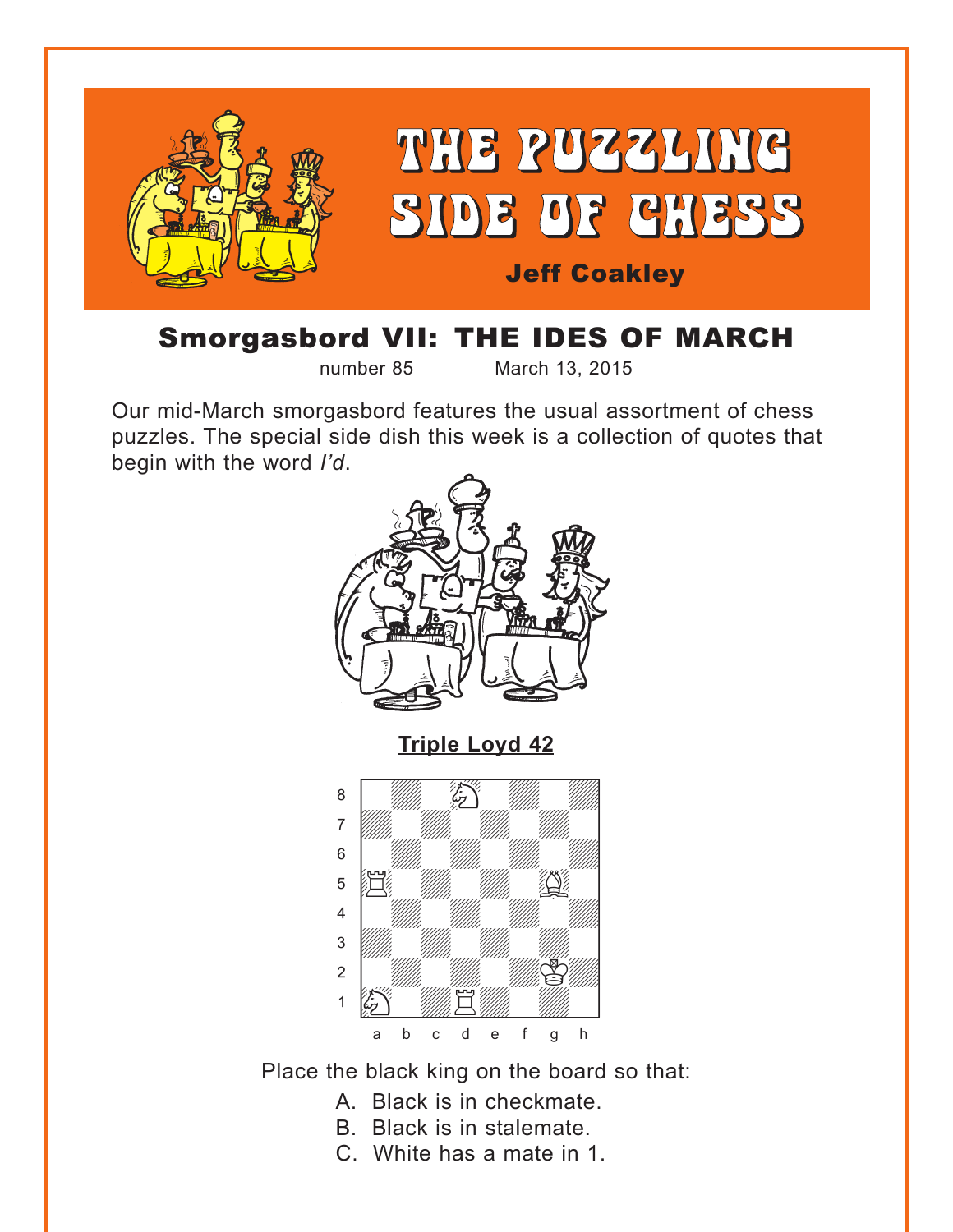# THE PUZZLING SIDE OF CHESS

**Jeff Coakley**

## Smorgasbord VII: THE IDES OF MARCH

number 85 March 13, 2015

Our mid-March smorgasbord features the usual assortment of chess puzzles. The special side dish this week is a collection of quotes that begin with the word *I'd*.

### Triple Loyd 42

Place the black king on the board so that:

A. Black is in checkmate.
B. Black is in stalemate.
C. White has a mate in 1.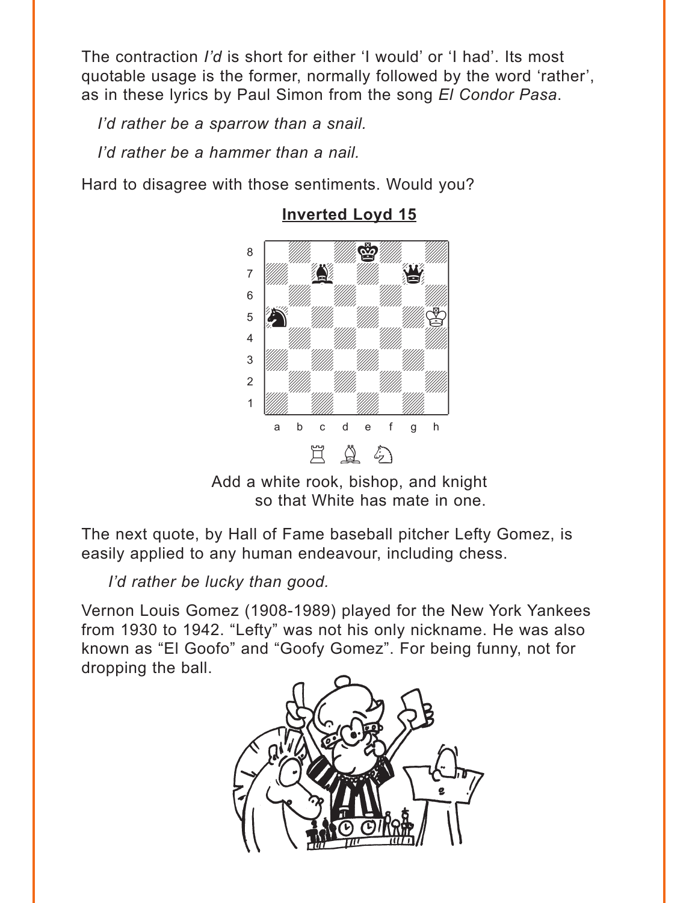The contraction *I'd* is short for either 'I would' or 'I had'. Its most quotable usage is the former, normally followed by the word 'rather', as in these lyrics by Paul Simon from the song *El Condor Pasa*.

*I'd rather be a sparrow than a snail.*

*I'd rather be a hammer than a nail.*

Hard to disagree with those sentiments. Would you?

**Inverted Loyd 15**

Add a white rook, bishop, and knight so that White has mate in one.

The next quote, by Hall of Fame baseball pitcher Lefty Gomez, is easily applied to any human endeavour, including chess.

*I'd rather be lucky than good.*

Vernon Louis Gomez (1908-1989) played for the New York Yankees from 1930 to 1942. "Lefty" was not his only nickname. He was also known as "El Goofo" and "Goofy Gomez". For being funny, not for dropping the ball.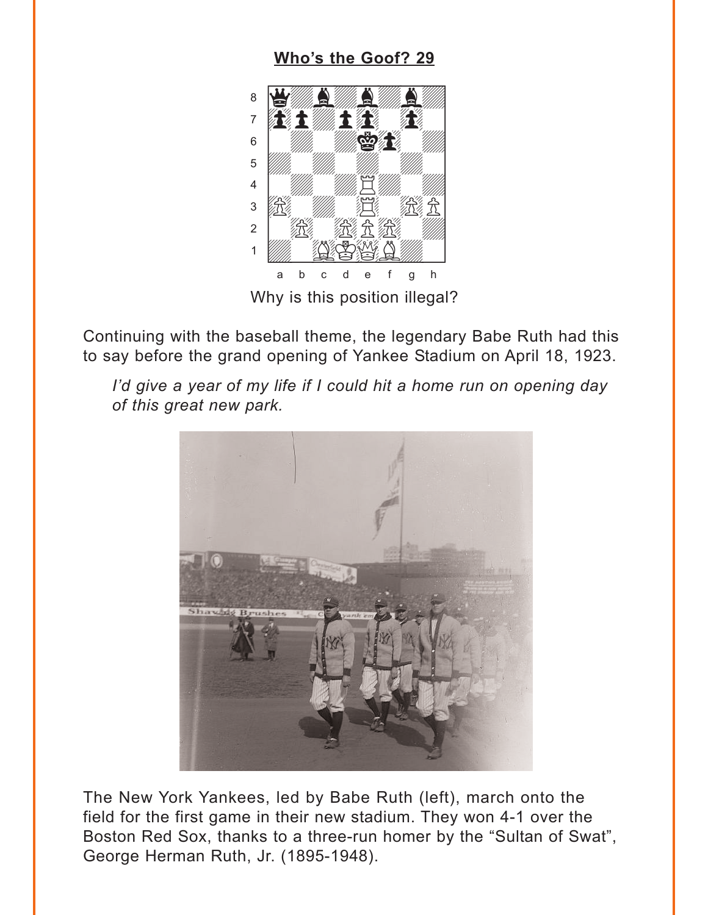**Who's the Goof? 29**

Why is this position illegal?

Continuing with the baseball theme, the legendary Babe Ruth had this to say before the grand opening of Yankee Stadium on April 18, 1923.

*I'd give a year of my life if I could hit a home run on opening day of this great new park.*

The New York Yankees, led by Babe Ruth (left), march onto the field for the first game in their new stadium. They won 4-1 over the Boston Red Sox, thanks to a three-run homer by the "Sultan of Swat", George Herman Ruth, Jr. (1895-1948).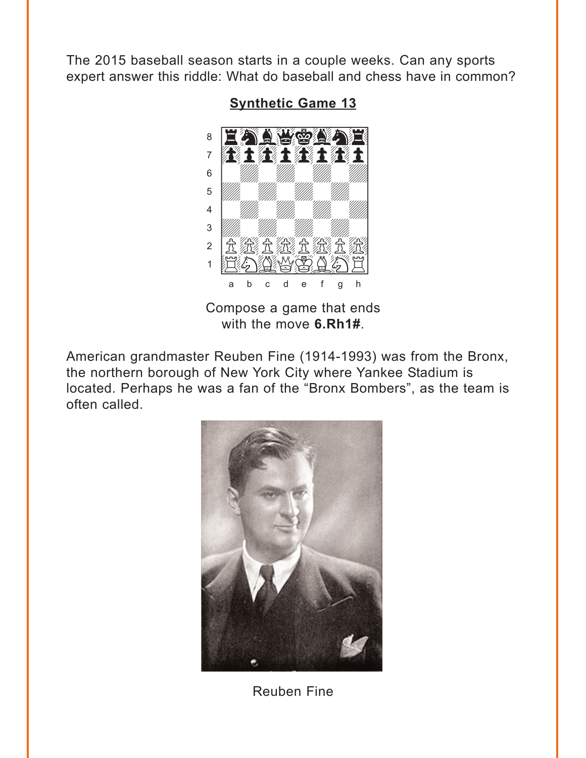The 2015 baseball season starts in a couple weeks. Can any sports expert answer this riddle: What do baseball and chess have in common?

## Synthetic Game 13

Compose a game that ends with the move **6.Rh1#**.

American grandmaster Reuben Fine (1914-1993) was from the Bronx, the northern borough of New York City where Yankee Stadium is located. Perhaps he was a fan of the "Bronx Bombers", as the team is often called.

Reuben Fine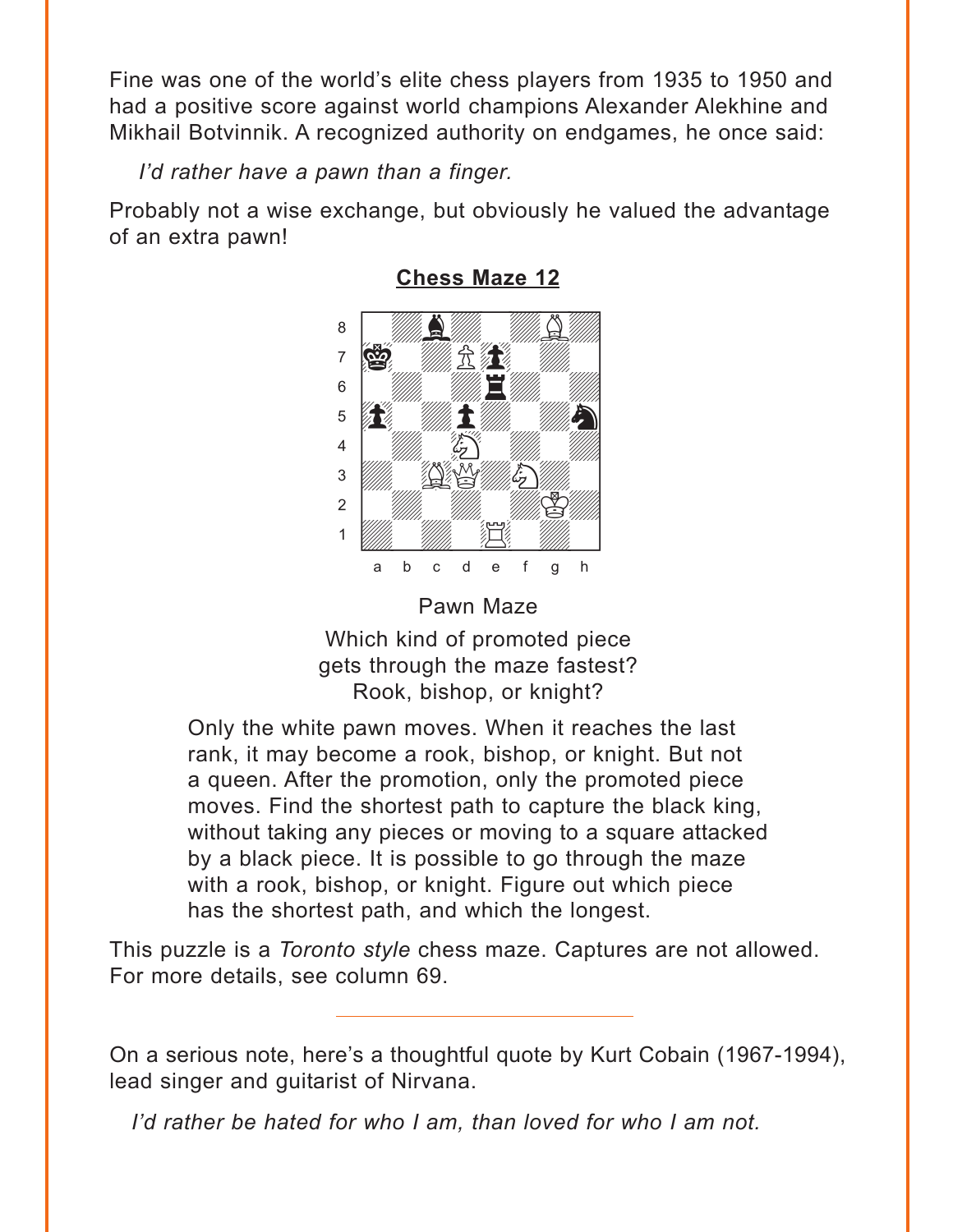Fine was one of the world's elite chess players from 1935 to 1950 and had a positive score against world champions Alexander Alekhine and Mikhail Botvinnik. A recognized authority on endgames, he once said:

*I'd rather have a pawn than a finger.*

Probably not a wise exchange, but obviously he valued the advantage of an extra pawn!

## Chess Maze 12

Pawn Maze

Which kind of promoted piece gets through the maze fastest? Rook, bishop, or knight?

Only the white pawn moves. When it reaches the last rank, it may become a rook, bishop, or knight. But not a queen. After the promotion, only the promoted piece moves. Find the shortest path to capture the black king, without taking any pieces or moving to a square attacked by a black piece. It is possible to go through the maze with a rook, bishop, or knight. Figure out which piece has the shortest path, and which the longest.

This puzzle is a *Toronto style* chess maze. Captures are not allowed. For more details, see column 69.

---

On a serious note, here's a thoughtful quote by Kurt Cobain (1967-1994), lead singer and guitarist of Nirvana.

*I'd rather be hated for who I am, than loved for who I am not.*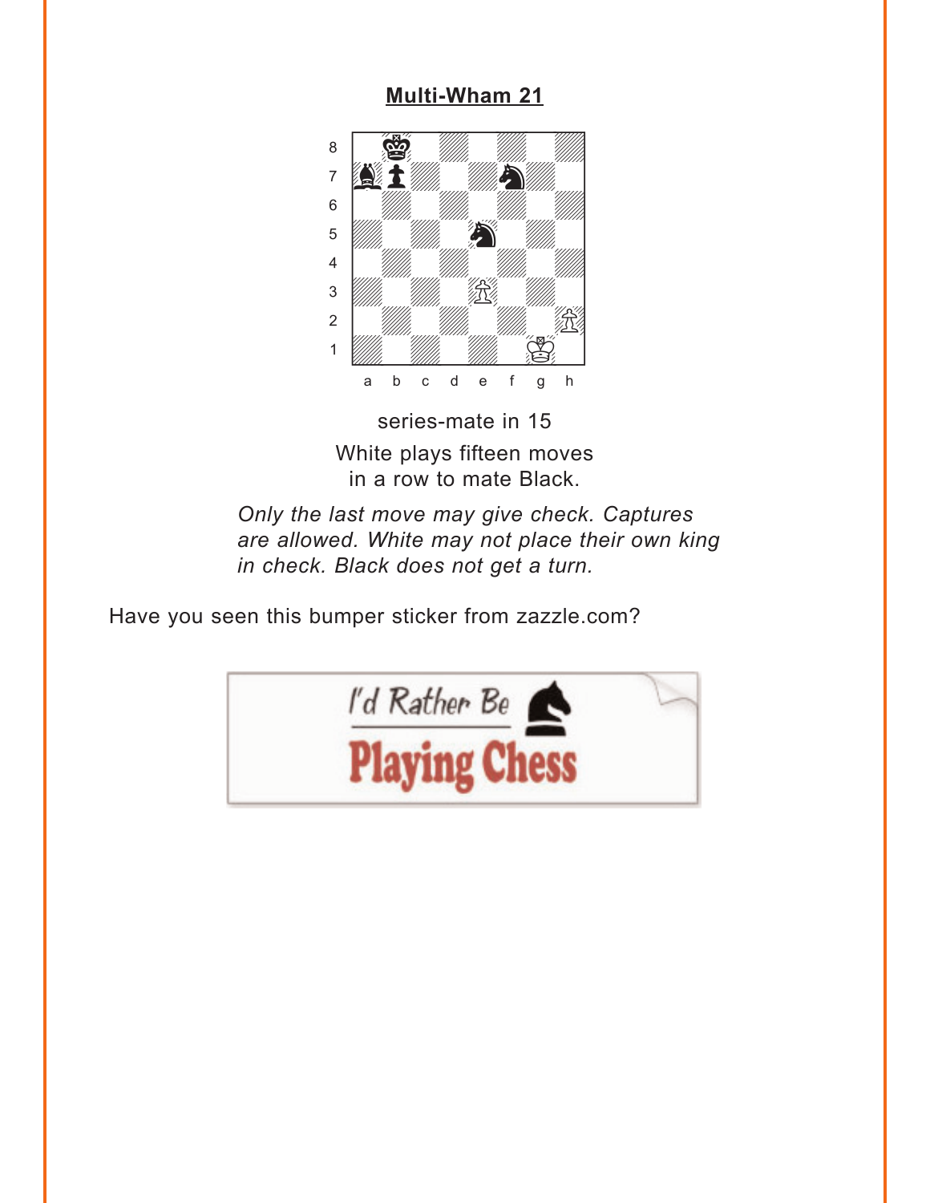## Multi-Wham 21

series-mate in 15

White plays fifteen moves in a row to mate Black.

*Only the last move may give check. Captures are allowed. White may not place their own king in check. Black does not get a turn.*

Have you seen this bumper sticker from zazzle.com?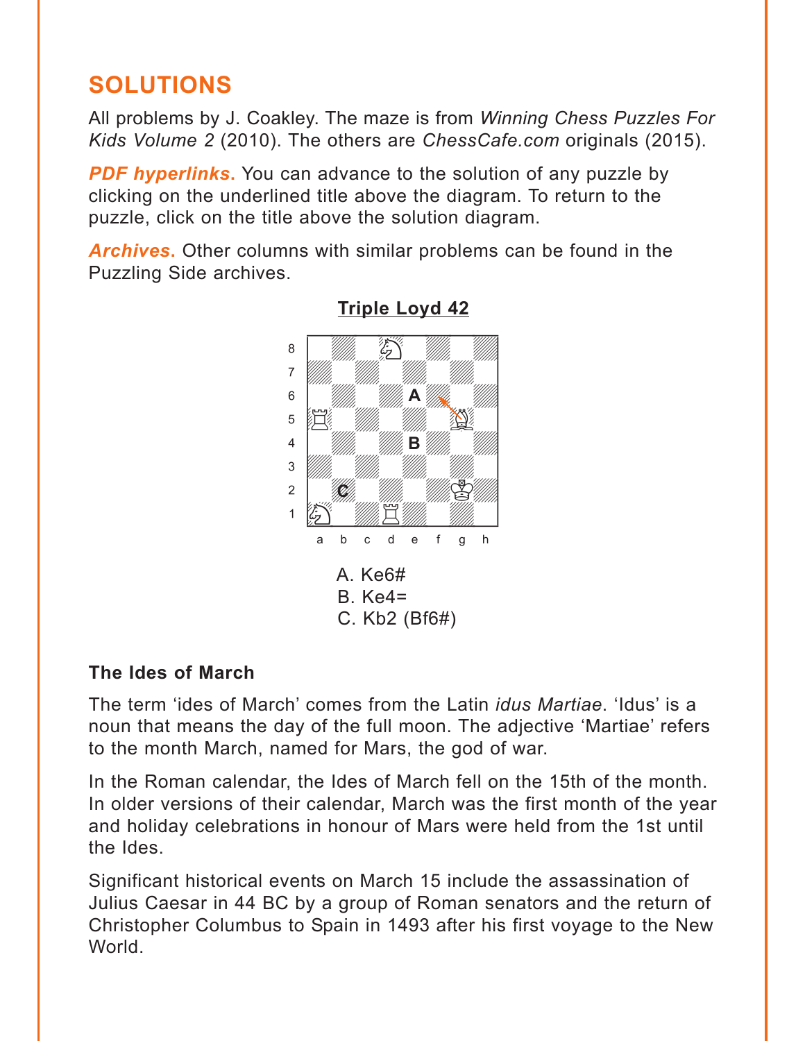## SOLUTIONS

All problems by J. Coakley. The maze is from *Winning Chess Puzzles For Kids Volume 2* (2010). The others are *ChessCafe.com* originals (2015).

***PDF hyperlinks.*** You can advance to the solution of any puzzle by clicking on the underlined title above the diagram. To return to the puzzle, click on the title above the solution diagram.

***Archives.*** Other columns with similar problems can be found in the Puzzling Side archives.

### Triple Loyd 42

A. Ke6#
B. Ke4=
C. Kb2 (Bf6#)

### The Ides of March

The term 'ides of March' comes from the Latin *idus Martiae*. 'Idus' is a noun that means the day of the full moon. The adjective 'Martiae' refers to the month March, named for Mars, the god of war.

In the Roman calendar, the Ides of March fell on the 15th of the month. In older versions of their calendar, March was the first month of the year and holiday celebrations in honour of Mars were held from the 1st until the Ides.

Significant historical events on March 15 include the assassination of Julius Caesar in 44 BC by a group of Roman senators and the return of Christopher Columbus to Spain in 1493 after his first voyage to the New World.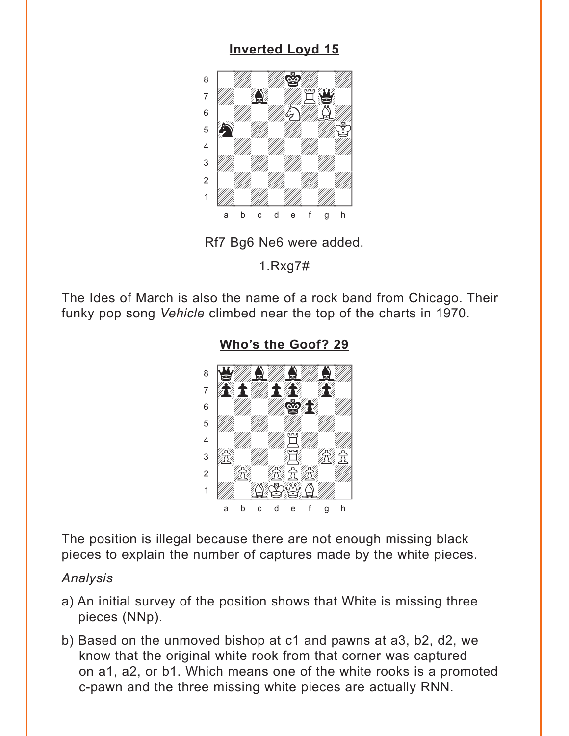## Inverted Loyd 15

Rf7 Bg6 Ne6 were added.

1.Rxg7#

The Ides of March is also the name of a rock band from Chicago. Their funky pop song *Vehicle* climbed near the top of the charts in 1970.

## Who's the Goof? 29

The position is illegal because there are not enough missing black pieces to explain the number of captures made by the white pieces.

*Analysis*

a) An initial survey of the position shows that White is missing three pieces (NNp).

b) Based on the unmoved bishop at c1 and pawns at a3, b2, d2, we know that the original white rook from that corner was captured on a1, a2, or b1. Which means one of the white rooks is a promoted c-pawn and the three missing white pieces are actually RNN.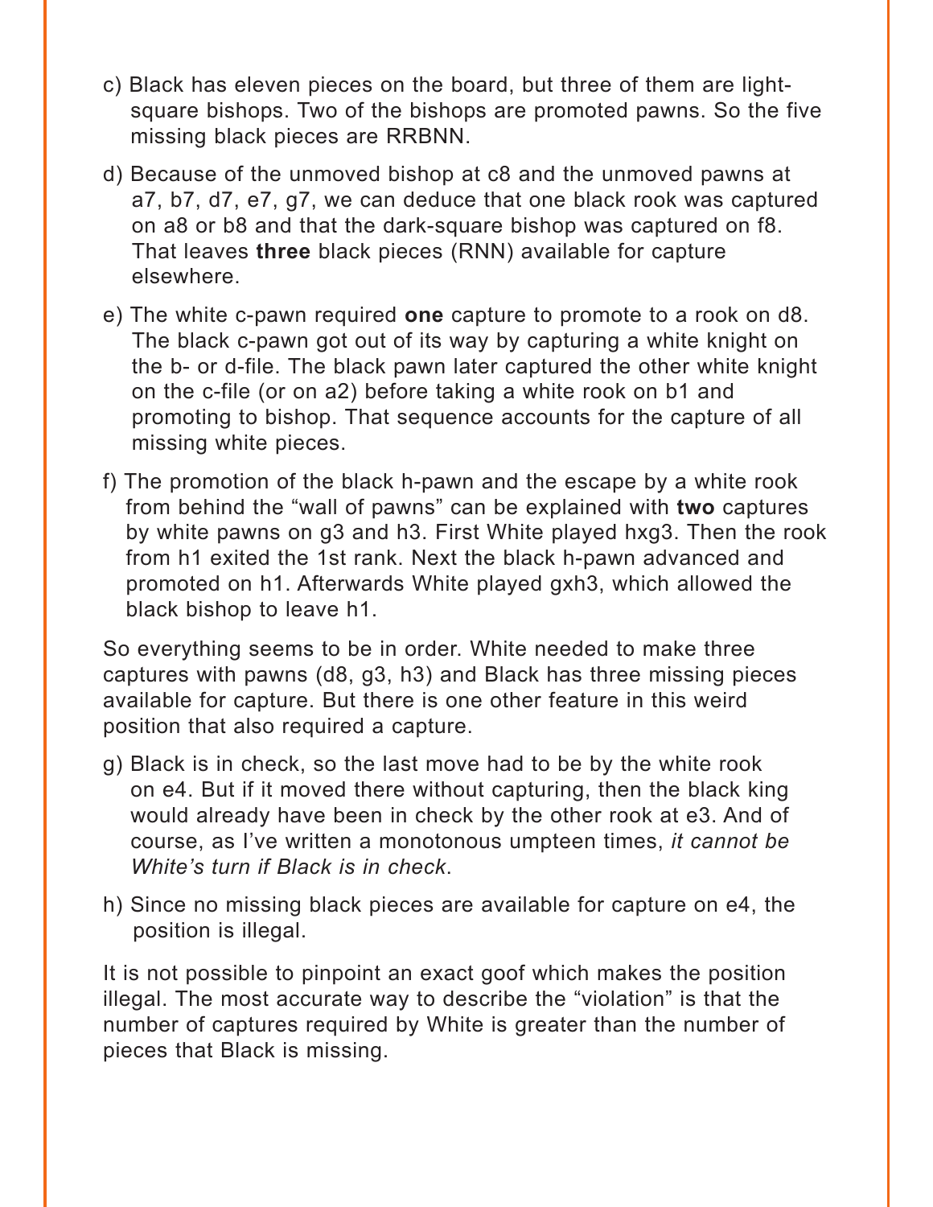c) Black has eleven pieces on the board, but three of them are light-square bishops. Two of the bishops are promoted pawns. So the five missing black pieces are RRBNN.

d) Because of the unmoved bishop at c8 and the unmoved pawns at a7, b7, d7, e7, g7, we can deduce that one black rook was captured on a8 or b8 and that the dark-square bishop was captured on f8. That leaves **three** black pieces (RNN) available for capture elsewhere.

e) The white c-pawn required **one** capture to promote to a rook on d8. The black c-pawn got out of its way by capturing a white knight on the b- or d-file. The black pawn later captured the other white knight on the c-file (or on a2) before taking a white rook on b1 and promoting to bishop. That sequence accounts for the capture of all missing white pieces.

f) The promotion of the black h-pawn and the escape by a white rook from behind the “wall of pawns” can be explained with **two** captures by white pawns on g3 and h3. First White played hxg3. Then the rook from h1 exited the 1st rank. Next the black h-pawn advanced and promoted on h1. Afterwards White played gxh3, which allowed the black bishop to leave h1.

So everything seems to be in order. White needed to make three captures with pawns (d8, g3, h3) and Black has three missing pieces available for capture. But there is one other feature in this weird position that also required a capture.

g) Black is in check, so the last move had to be by the white rook on e4. But if it moved there without capturing, then the black king would already have been in check by the other rook at e3. And of course, as I’ve written a monotonous umpteen times, *it cannot be White’s turn if Black is in check*.

h) Since no missing black pieces are available for capture on e4, the position is illegal.

It is not possible to pinpoint an exact goof which makes the position illegal. The most accurate way to describe the “violation” is that the number of captures required by White is greater than the number of pieces that Black is missing.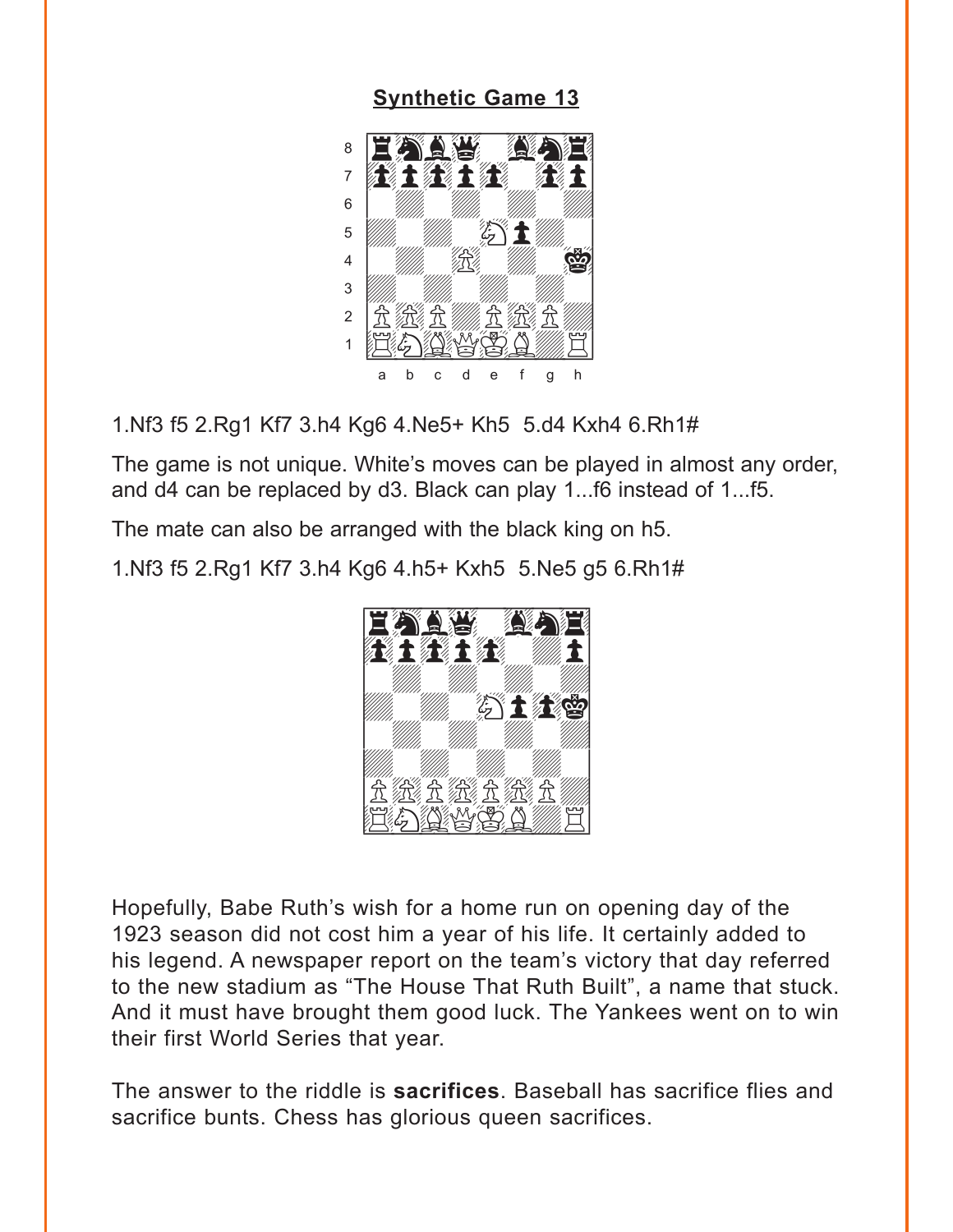## Synthetic Game 13

1.Nf3 f5 2.Rg1 Kf7 3.h4 Kg6 4.Ne5+ Kh5 5.d4 Kxh4 6.Rh1#

The game is not unique. White's moves can be played in almost any order, and d4 can be replaced by d3. Black can play 1...f6 instead of 1...f5.

The mate can also be arranged with the black king on h5.

1.Nf3 f5 2.Rg1 Kf7 3.h4 Kg6 4.h5+ Kxh5 5.Ne5 g5 6.Rh1#

Hopefully, Babe Ruth's wish for a home run on opening day of the 1923 season did not cost him a year of his life. It certainly added to his legend. A newspaper report on the team's victory that day referred to the new stadium as "The House That Ruth Built", a name that stuck. And it must have brought them good luck. The Yankees went on to win their first World Series that year.

The answer to the riddle is **sacrifices**. Baseball has sacrifice flies and sacrifice bunts. Chess has glorious queen sacrifices.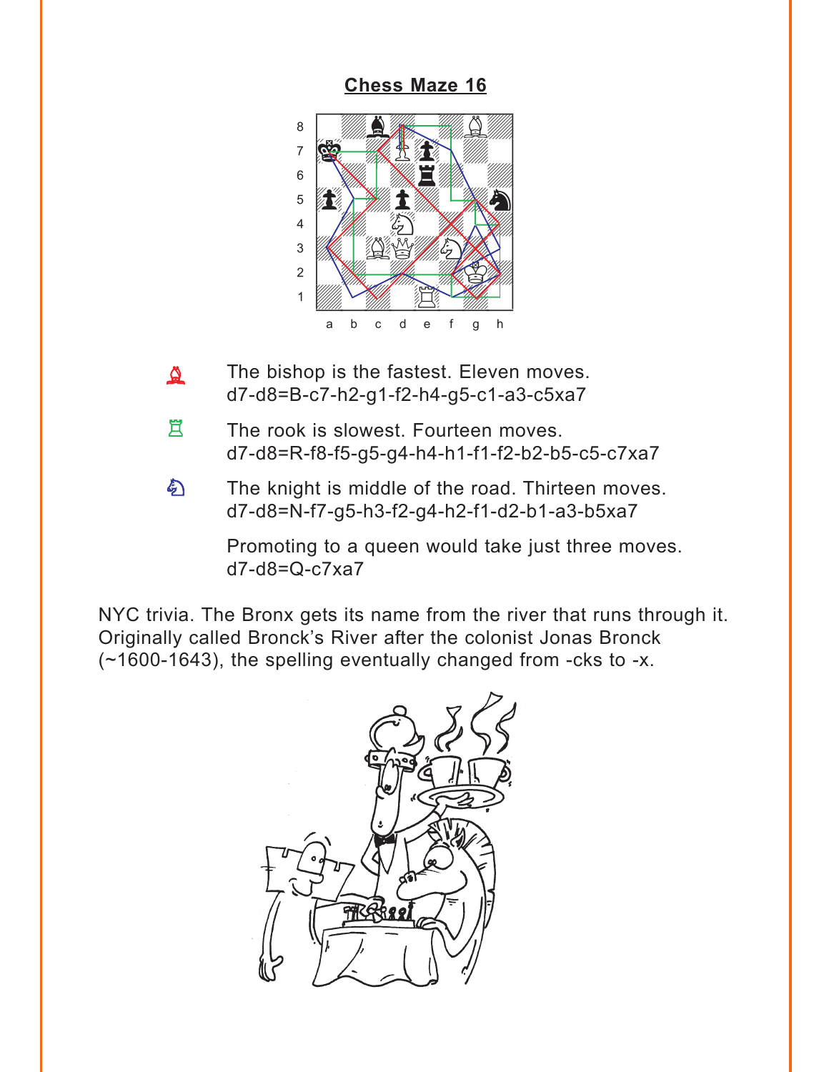# Chess Maze 16

♗ The bishop is the fastest. Eleven moves.
d7-d8=B-c7-h2-g1-f2-h4-g5-c1-a3-c5xa7

♖ The rook is slowest. Fourteen moves.
d7-d8=R-f8-f5-g5-g4-h4-h1-f1-f2-b2-b5-c5-c7xa7

♘ The knight is middle of the road. Thirteen moves.
d7-d8=N-f7-g5-h3-f2-g4-h2-f1-d2-b1-a3-b5xa7

Promoting to a queen would take just three moves.
d7-d8=Q-c7xa7

NYC trivia. The Bronx gets its name from the river that runs through it. Originally called Bronck's River after the colonist Jonas Bronck (~1600-1643), the spelling eventually changed from -cks to -x.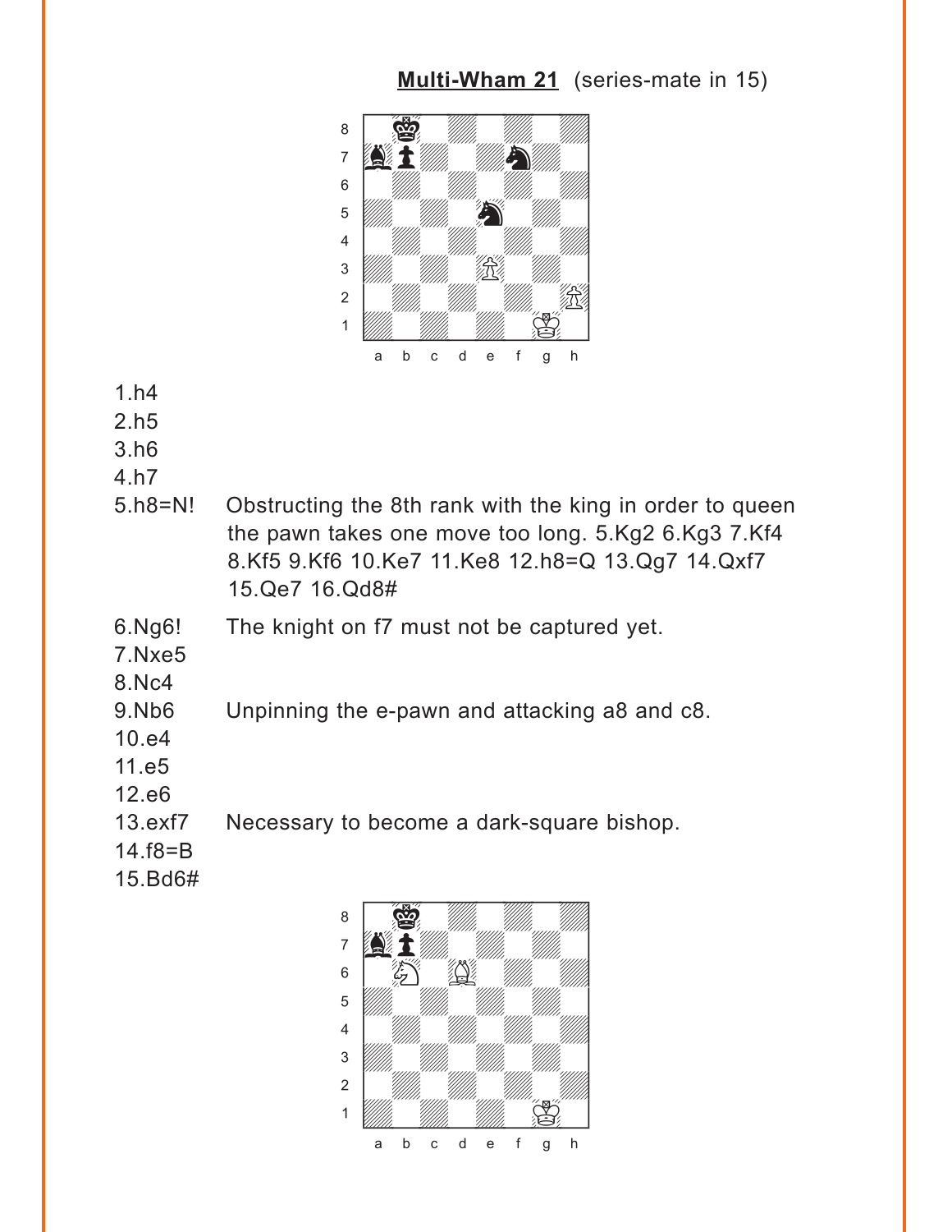**Multi-Wham 21** (series-mate in 15)

1.h4
2.h5
3.h6
4.h7
5.h8=N! Obstructing the 8th rank with the king in order to queen the pawn takes one move too long. 5.Kg2 6.Kg3 7.Kf4 8.Kf5 9.Kf6 10.Ke7 11.Ke8 12.h8=Q 13.Qg7 14.Qxf7 15.Qe7 16.Qd8#
6.Ng6! The knight on f7 must not be captured yet.
7.Nxe5
8.Nc4
9.Nb6 Unpinning the e-pawn and attacking a8 and c8.
10.e4
11.e5
12.e6
13.exf7 Necessary to become a dark-square bishop.
14.f8=B
15.Bd6#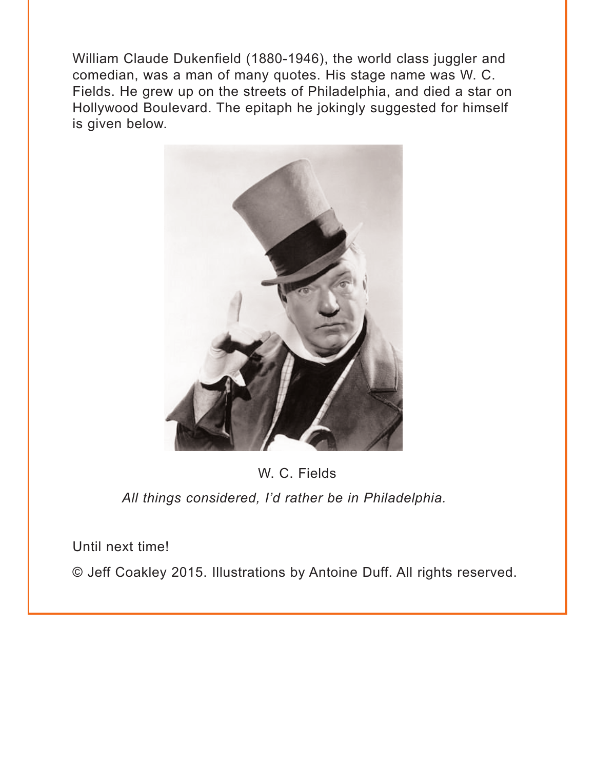William Claude Dukenfield (1880-1946), the world class juggler and comedian, was a man of many quotes. His stage name was W. C. Fields. He grew up on the streets of Philadelphia, and died a star on Hollywood Boulevard. The epitaph he jokingly suggested for himself is given below.

W. C. Fields

*All things considered, I'd rather be in Philadelphia.*

Until next time!

© Jeff Coakley 2015. Illustrations by Antoine Duff. All rights reserved.